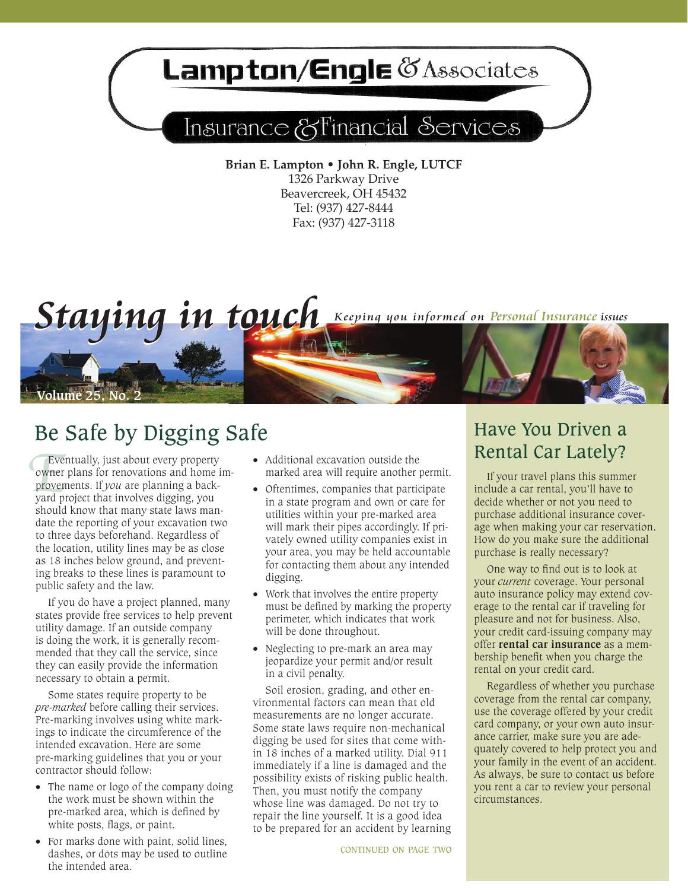# Lampton/Engle & Associates

Insurance & Financial Services

**Brian E. Lampton • John R. Engle, LUTCF**
1326 Parkway Drive
Beavercreek, OH 45432
Tel: (937) 427-8444
Fax: (937) 427-3118

# *Staying in touch*

*Keeping you informed on Personal Insurance issues*

Volume 25, No. 2

## Be Safe by Digging Safe

Eventually, just about every property owner plans for renovations and home improvements. If *you* are planning a backyard project that involves digging, you should know that many state laws mandate the reporting of your excavation two to three days beforehand. Regardless of the location, utility lines may be as close as 18 inches below ground, and preventing breaks to these lines is paramount to public safety and the law.

If you do have a project planned, many states provide free services to help prevent utility damage. If an outside company is doing the work, it is generally recommended that they call the service, since they can easily provide the information necessary to obtain a permit.

Some states require property to be *pre-marked* before calling their services. Pre-marking involves using white markings to indicate the circumference of the intended excavation. Here are some pre-marking guidelines that you or your contractor should follow:

- The name or logo of the company doing the work must be shown within the pre-marked area, which is defined by white posts, flags, or paint.
- For marks done with paint, solid lines, dashes, or dots may be used to outline the intended area.
- Additional excavation outside the marked area will require another permit.
- Oftentimes, companies that participate in a state program and own or care for utilities within your pre-marked area will mark their pipes accordingly. If privately owned utility companies exist in your area, you may be held accountable for contacting them about any intended digging.
- Work that involves the entire property must be defined by marking the property perimeter, which indicates that work will be done throughout.
- Neglecting to pre-mark an area may jeopardize your permit and/or result in a civil penalty.

Soil erosion, grading, and other environmental factors can mean that old measurements are no longer accurate. Some state laws require non-mechanical digging be used for sites that come within 18 inches of a marked utility. Dial 911 immediately if a line is damaged and the possibility exists of risking public health. Then, you must notify the company whose line was damaged. Do not try to repair the line yourself. It is a good idea to be prepared for an accident by learning

CONTINUED ON PAGE TWO

## Have You Driven a Rental Car Lately?

If your travel plans this summer include a car rental, you'll have to decide whether or not you need to purchase additional insurance coverage when making your car reservation. How do you make sure the additional purchase is really necessary?

One way to find out is to look at your *current* coverage. Your personal auto insurance policy may extend coverage to the rental car if traveling for pleasure and not for business. Also, your credit card-issuing company may offer **rental car insurance** as a membership benefit when you charge the rental on your credit card.

Regardless of whether you purchase coverage from the rental car company, use the coverage offered by your credit card company, or your own auto insurance carrier, make sure you are adequately covered to help protect you and your family in the event of an accident. As always, be sure to contact us before you rent a car to review your personal circumstances.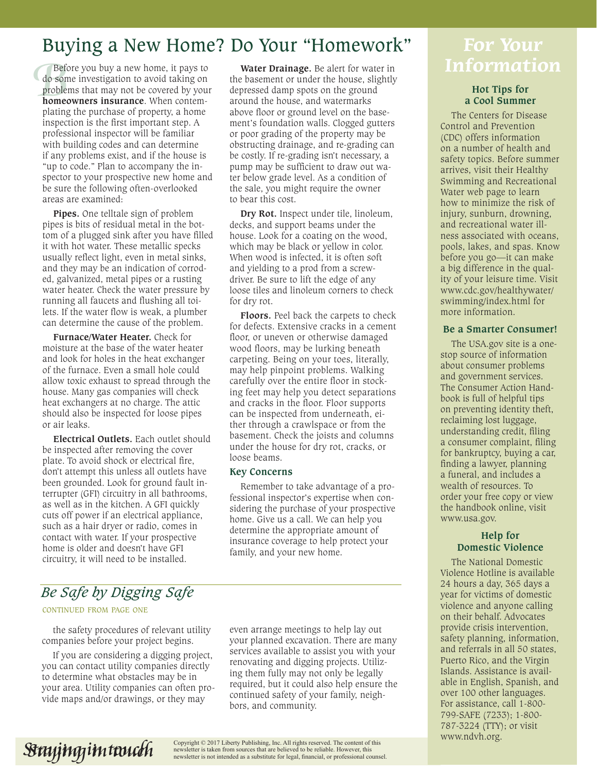# Buying a New Home? Do Your "Homework"

Before you buy a new home, it pays to do some investigation to avoid taking on problems that may not be covered by your **homeowners insurance**. When contemplating the purchase of property, a home inspection is the first important step. A professional inspector will be familiar with building codes and can determine if any problems exist, and if the house is "up to code." Plan to accompany the inspector to your prospective new home and be sure the following often-overlooked areas are examined:

**Pipes.** One telltale sign of problem pipes is bits of residual metal in the bottom of a plugged sink after you have filled it with hot water. These metallic specks usually reflect light, even in metal sinks, and they may be an indication of corroded, galvanized, metal pipes or a rusting water heater. Check the water pressure by running all faucets and flushing all toilets. If the water flow is weak, a plumber can determine the cause of the problem.

**Furnace/Water Heater.** Check for moisture at the base of the water heater and look for holes in the heat exchanger of the furnace. Even a small hole could allow toxic exhaust to spread through the house. Many gas companies will check heat exchangers at no charge. The attic should also be inspected for loose pipes or air leaks.

**Electrical Outlets.** Each outlet should be inspected after removing the cover plate. To avoid shock or electrical fire, don't attempt this unless all outlets have been grounded. Look for ground fault interrupter (GFI) circuitry in all bathrooms, as well as in the kitchen. A GFI quickly cuts off power if an electrical appliance, such as a hair dryer or radio, comes in contact with water. If your prospective home is older and doesn't have GFI circuitry, it will need to be installed.

**Water Drainage.** Be alert for water in the basement or under the house, slightly depressed damp spots on the ground around the house, and watermarks above floor or ground level on the basement's foundation walls. Clogged gutters or poor grading of the property may be obstructing drainage, and re-grading can be costly. If re-grading isn't necessary, a pump may be sufficient to draw out water below grade level. As a condition of the sale, you might require the owner to bear this cost.

**Dry Rot.** Inspect under tile, linoleum, decks, and support beams under the house. Look for a coating on the wood, which may be black or yellow in color. When wood is infected, it is often soft and yielding to a prod from a screwdriver. Be sure to lift the edge of any loose tiles and linoleum corners to check for dry rot.

**Floors.** Peel back the carpets to check for defects. Extensive cracks in a cement floor, or uneven or otherwise damaged wood floors, may be lurking beneath carpeting. Being on your toes, literally, may help pinpoint problems. Walking carefully over the entire floor in stocking feet may help you detect separations and cracks in the floor. Floor supports can be inspected from underneath, either through a crawlspace or from the basement. Check the joists and columns under the house for dry rot, cracks, or loose beams.

### Key Concerns

Remember to take advantage of a professional inspector's expertise when considering the purchase of your prospective home. Give us a call. We can help you determine the appropriate amount of insurance coverage to help protect your family, and your new home.

## *Be Safe by Digging Safe*

CONTINUED FROM PAGE ONE

the safety procedures of relevant utility companies before your project begins.

If you are considering a digging project, you can contact utility companies directly to determine what obstacles may be in your area. Utility companies can often provide maps and/or drawings, or they may even arrange meetings to help lay out your planned excavation. There are many services available to assist you with your renovating and digging projects. Utilizing them fully may not only be legally required, but it could also help ensure the continued safety of your family, neighbors, and community.

# *For Your Information*

### Hot Tips for a Cool Summer

The Centers for Disease Control and Prevention (CDC) offers information on a number of health and safety topics. Before summer arrives, visit their Healthy Swimming and Recreational Water web page to learn how to minimize the risk of injury, sunburn, drowning, and recreational water illness associated with oceans, pools, lakes, and spas. Know before you go—it can make a big difference in the quality of your leisure time. Visit www.cdc.gov/healthywater/swimming/index.html for more information.

### Be a Smarter Consumer!

The USA.gov site is a one-stop source of information about consumer problems and government services. The Consumer Action Handbook is full of helpful tips on preventing identity theft, reclaiming lost luggage, understanding credit, filing a consumer complaint, filing for bankruptcy, buying a car, finding a lawyer, planning a funeral, and includes a wealth of resources. To order your free copy or view the handbook online, visit www.usa.gov.

### Help for Domestic Violence

The National Domestic Violence Hotline is available 24 hours a day, 365 days a year for victims of domestic violence and anyone calling on their behalf. Advocates provide crisis intervention, safety planning, information, and referrals in all 50 states, Puerto Rico, and the Virgin Islands. Assistance is available in English, Spanish, and over 100 other languages. For assistance, call 1-800-799-SAFE (7233); 1-800-787-3224 (TTY); or visit www.ndvh.org.

*Staying in touch*

Copyright © 2017 Liberty Publishing, Inc. All rights reserved. The content of this newsletter is taken from sources that are believed to be reliable. However, this newsletter is not intended as a substitute for legal, financial, or professional counsel.